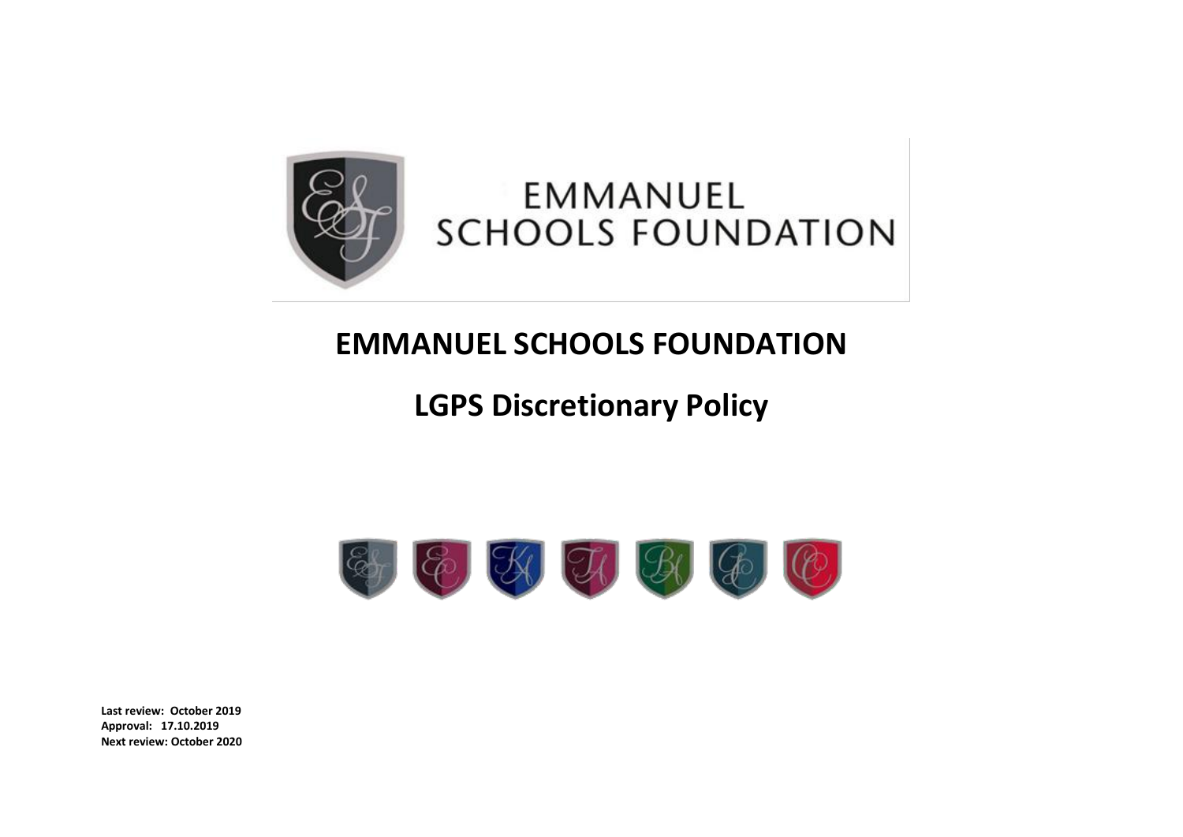# EMMANUEL SCHOOLS FOUNDATION

## LGPS Discretionary Policy

**Last review: October 2019**
**Approval: 17.10.2019**
**Next review: October 2020**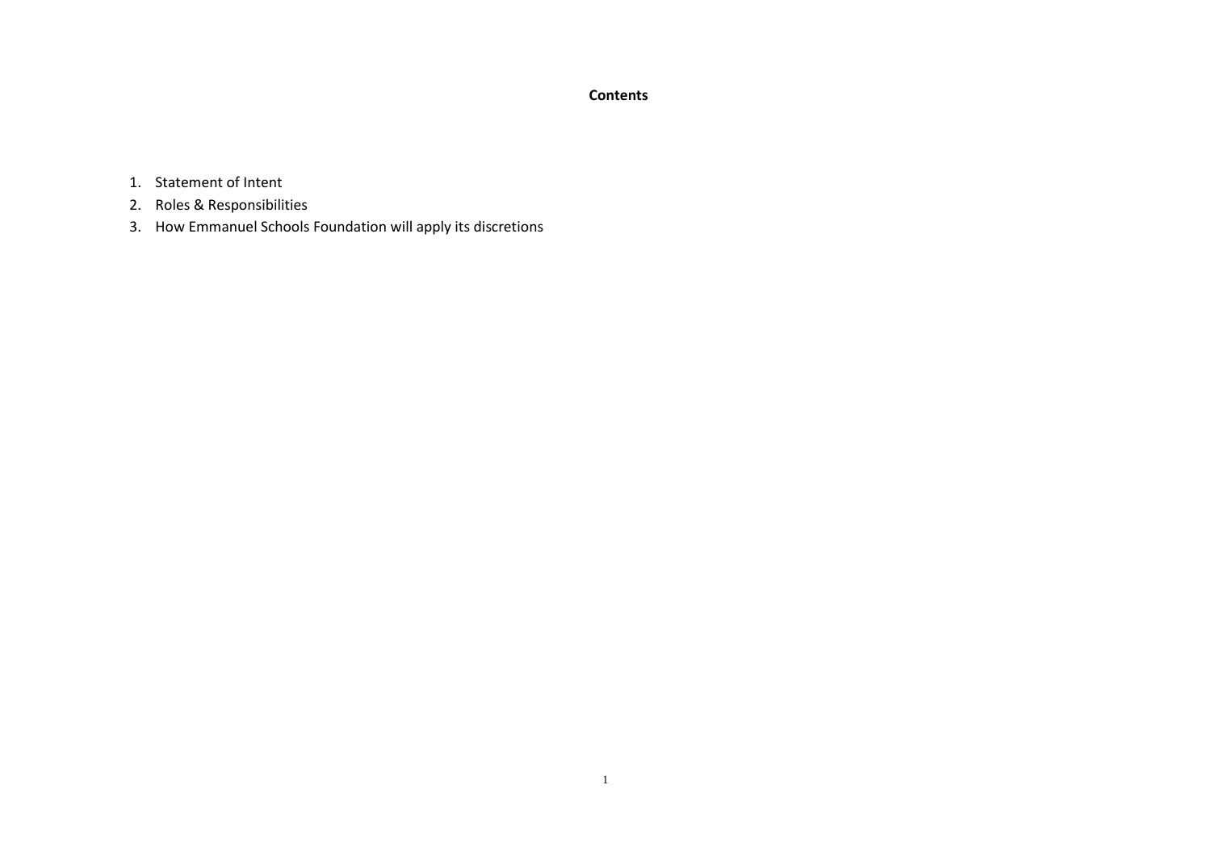**Contents**

1. Statement of Intent
2. Roles & Responsibilities
3. How Emmanuel Schools Foundation will apply its discretions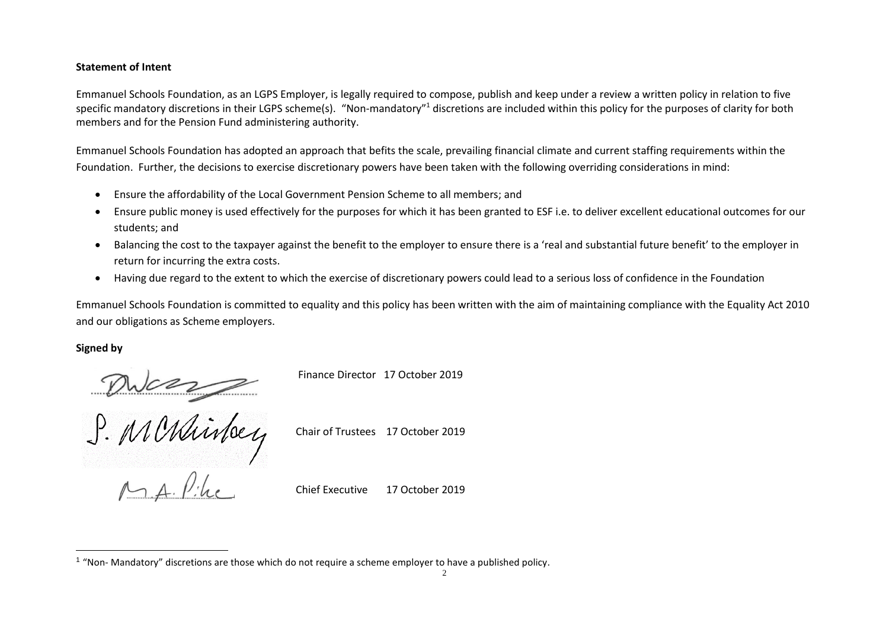**Statement of Intent**

Emmanuel Schools Foundation, as an LGPS Employer, is legally required to compose, publish and keep under a review a written policy in relation to five specific mandatory discretions in their LGPS scheme(s). "Non-mandatory"[1] discretions are included within this policy for the purposes of clarity for both members and for the Pension Fund administering authority.

Emmanuel Schools Foundation has adopted an approach that befits the scale, prevailing financial climate and current staffing requirements within the Foundation. Further, the decisions to exercise discretionary powers have been taken with the following overriding considerations in mind:

- Ensure the affordability of the Local Government Pension Scheme to all members; and
- Ensure public money is used effectively for the purposes for which it has been granted to ESF i.e. to deliver excellent educational outcomes for our students; and
- Balancing the cost to the taxpayer against the benefit to the employer to ensure there is a 'real and substantial future benefit' to the employer in return for incurring the extra costs.
- Having due regard to the extent to which the exercise of discretionary powers could lead to a serious loss of confidence in the Foundation

Emmanuel Schools Foundation is committed to equality and this policy has been written with the aim of maintaining compliance with the Equality Act 2010 and our obligations as Scheme employers.

**Signed by**

Finance Director 17 October 2019

Chair of Trustees 17 October 2019

Chief Executive 17 October 2019

[1] "Non- Mandatory" discretions are those which do not require a scheme employer to have a published policy.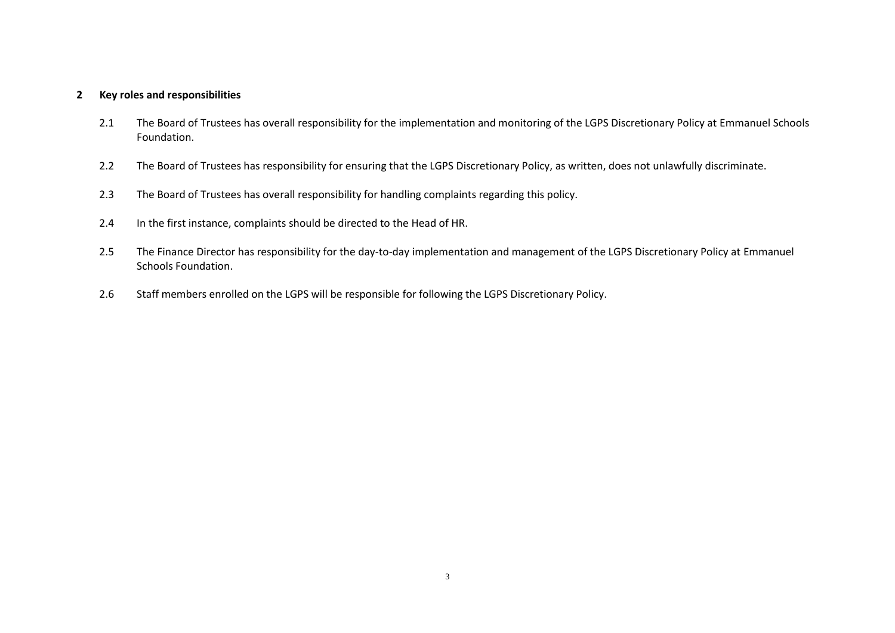## 2 Key roles and responsibilities

2.1 The Board of Trustees has overall responsibility for the implementation and monitoring of the LGPS Discretionary Policy at Emmanuel Schools Foundation.

2.2 The Board of Trustees has responsibility for ensuring that the LGPS Discretionary Policy, as written, does not unlawfully discriminate.

2.3 The Board of Trustees has overall responsibility for handling complaints regarding this policy.

2.4 In the first instance, complaints should be directed to the Head of HR.

2.5 The Finance Director has responsibility for the day-to-day implementation and management of the LGPS Discretionary Policy at Emmanuel Schools Foundation.

2.6 Staff members enrolled on the LGPS will be responsible for following the LGPS Discretionary Policy.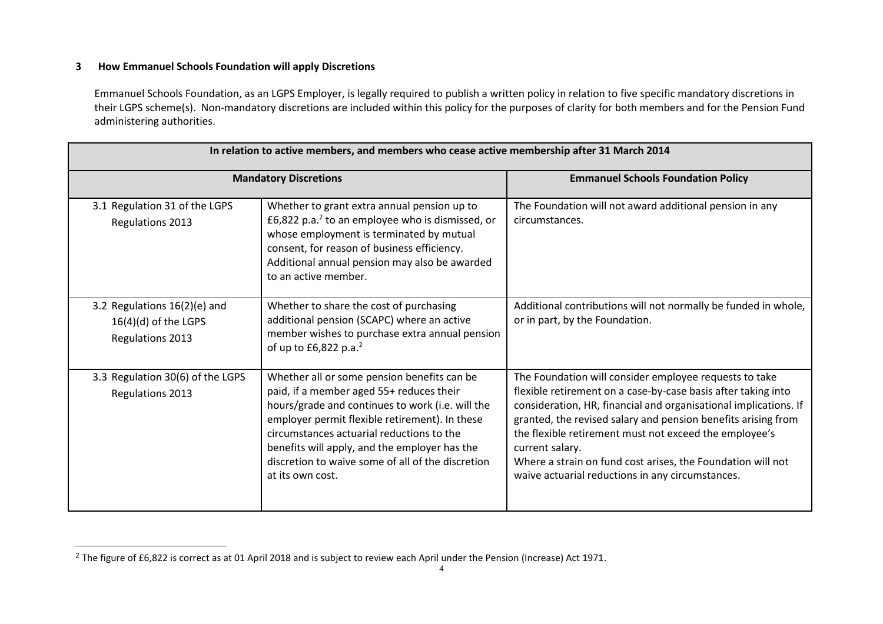## 3 How Emmanuel Schools Foundation will apply Discretions

Emmanuel Schools Foundation, as an LGPS Employer, is legally required to publish a written policy in relation to five specific mandatory discretions in their LGPS scheme(s). Non-mandatory discretions are included within this policy for the purposes of clarity for both members and for the Pension Fund administering authorities.

| In relation to active members, and members who cease active membership after 31 March 2014 | | |
|---|---|---|
| **Mandatory Discretions** | | **Emmanuel Schools Foundation Policy** |
| 3.1 Regulation 31 of the LGPS Regulations 2013 | Whether to grant extra annual pension up to £6,822 p.a.[2] to an employee who is dismissed, or whose employment is terminated by mutual consent, for reason of business efficiency. Additional annual pension may also be awarded to an active member. | The Foundation will not award additional pension in any circumstances. |
| 3.2 Regulations 16(2)(e) and 16(4)(d) of the LGPS Regulations 2013 | Whether to share the cost of purchasing additional pension (SCAPC) where an active member wishes to purchase extra annual pension of up to £6,822 p.a.[2] | Additional contributions will not normally be funded in whole, or in part, by the Foundation. |
| 3.3 Regulation 30(6) of the LGPS Regulations 2013 | Whether all or some pension benefits can be paid, if a member aged 55+ reduces their hours/grade and continues to work (i.e. will the employer permit flexible retirement). In these circumstances actuarial reductions to the benefits will apply, and the employer has the discretion to waive some of all of the discretion at its own cost. | The Foundation will consider employee requests to take flexible retirement on a case-by-case basis after taking into consideration, HR, financial and organisational implications. If granted, the revised salary and pension benefits arising from the flexible retirement must not exceed the employee's current salary.<br>Where a strain on fund cost arises, the Foundation will not waive actuarial reductions in any circumstances. |

[2] The figure of £6,822 is correct as at 01 April 2018 and is subject to review each April under the Pension (Increase) Act 1971.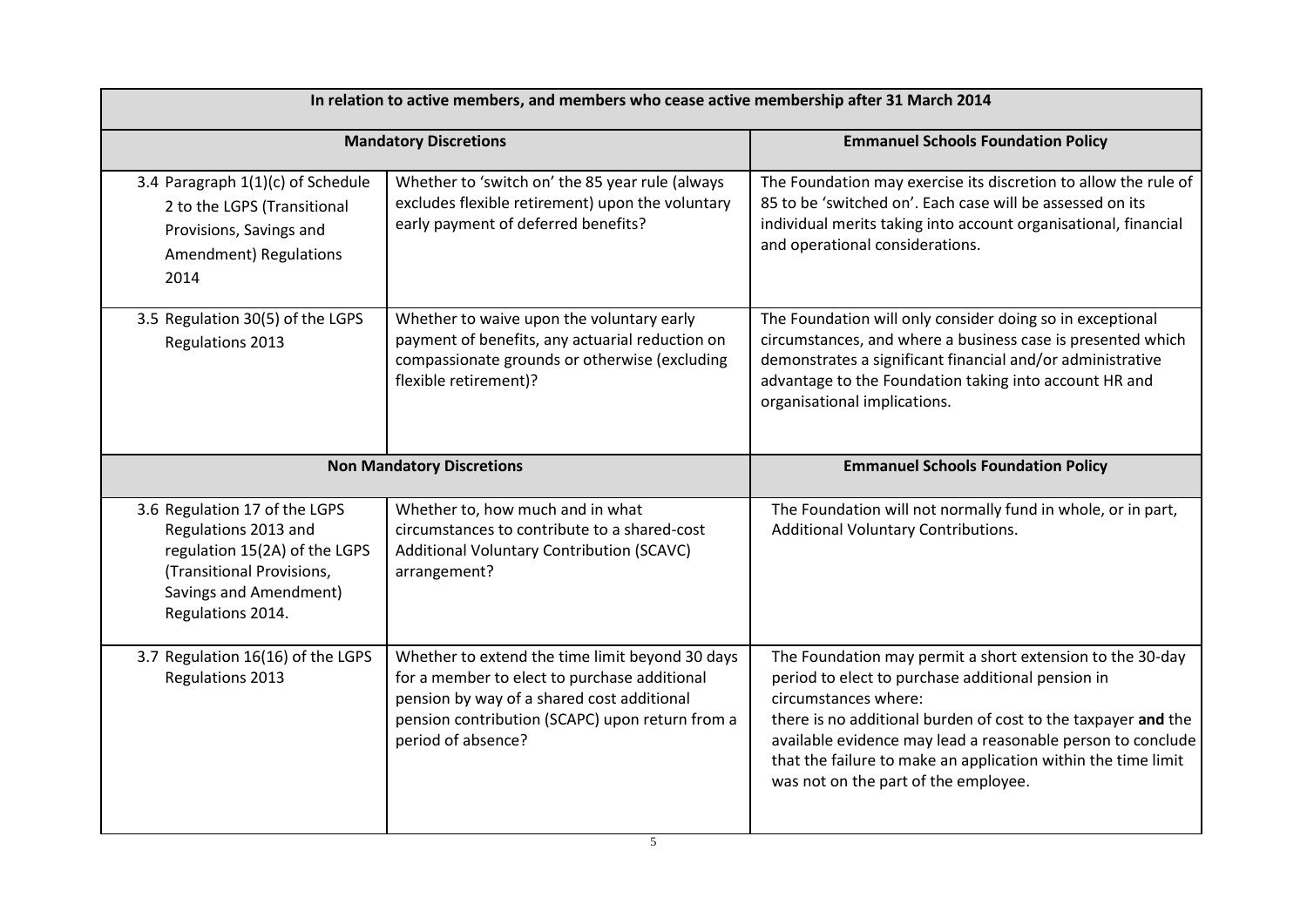| In relation to active members, and members who cease active membership after 31 March 2014 | | |
|---|---|---|
| **Mandatory Discretions** | | **Emmanuel Schools Foundation Policy** |
| 3.4 Paragraph 1(1)(c) of Schedule 2 to the LGPS (Transitional Provisions, Savings and Amendment) Regulations 2014 | Whether to 'switch on' the 85 year rule (always excludes flexible retirement) upon the voluntary early payment of deferred benefits? | The Foundation may exercise its discretion to allow the rule of 85 to be 'switched on'. Each case will be assessed on its individual merits taking into account organisational, financial and operational considerations. |
| 3.5 Regulation 30(5) of the LGPS Regulations 2013 | Whether to waive upon the voluntary early payment of benefits, any actuarial reduction on compassionate grounds or otherwise (excluding flexible retirement)? | The Foundation will only consider doing so in exceptional circumstances, and where a business case is presented which demonstrates a significant financial and/or administrative advantage to the Foundation taking into account HR and organisational implications. |
| **Non Mandatory Discretions** | | **Emmanuel Schools Foundation Policy** |
| 3.6 Regulation 17 of the LGPS Regulations 2013 and regulation 15(2A) of the LGPS (Transitional Provisions, Savings and Amendment) Regulations 2014. | Whether to, how much and in what circumstances to contribute to a shared-cost Additional Voluntary Contribution (SCAVC) arrangement? | The Foundation will not normally fund in whole, or in part, Additional Voluntary Contributions. |
| 3.7 Regulation 16(16) of the LGPS Regulations 2013 | Whether to extend the time limit beyond 30 days for a member to elect to purchase additional pension by way of a shared cost additional pension contribution (SCAPC) upon return from a period of absence? | The Foundation may permit a short extension to the 30-day period to elect to purchase additional pension in circumstances where:<br>there is no additional burden of cost to the taxpayer **and** the available evidence may lead a reasonable person to conclude that the failure to make an application within the time limit was not on the part of the employee. |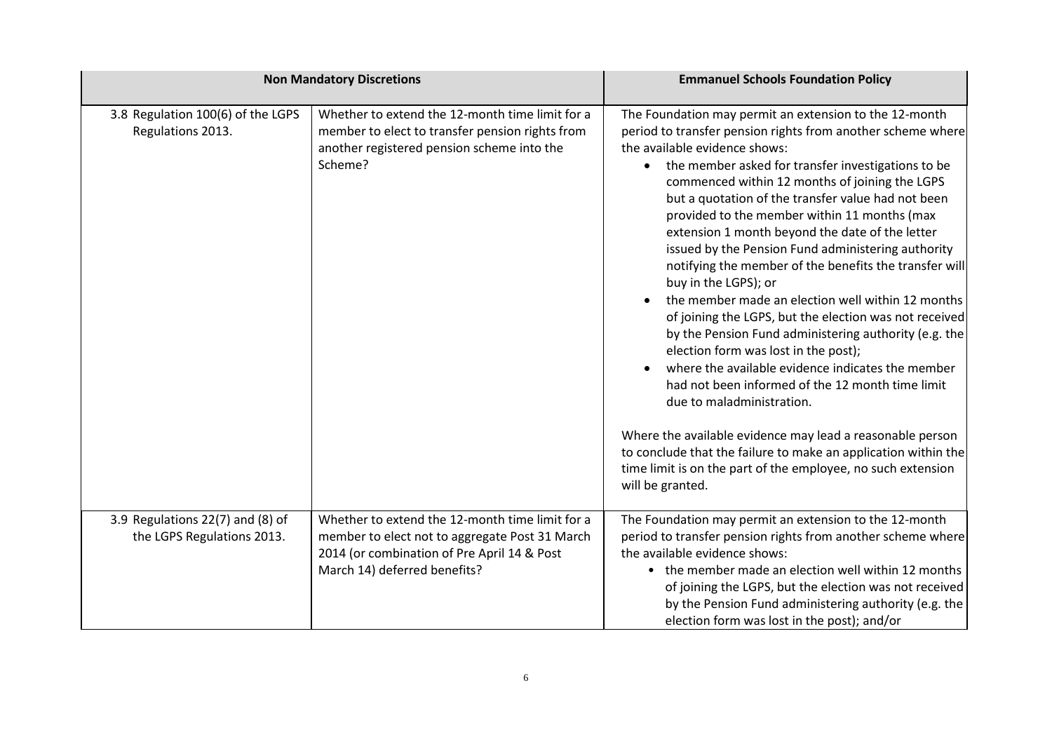| Non Mandatory Discretions | | Emmanuel Schools Foundation Policy |
|---|---|---|
| 3.8 Regulation 100(6) of the LGPS Regulations 2013. | Whether to extend the 12-month time limit for a member to elect to transfer pension rights from another registered pension scheme into the Scheme? | The Foundation may permit an extension to the 12-month period to transfer pension rights from another scheme where the available evidence shows:<br>• the member asked for transfer investigations to be commenced within 12 months of joining the LGPS but a quotation of the transfer value had not been provided to the member within 11 months (max extension 1 month beyond the date of the letter issued by the Pension Fund administering authority notifying the member of the benefits the transfer will buy in the LGPS); or<br>• the member made an election well within 12 months of joining the LGPS, but the election was not received by the Pension Fund administering authority (e.g. the election form was lost in the post);<br>• where the available evidence indicates the member had not been informed of the 12 month time limit due to maladministration.<br><br>Where the available evidence may lead a reasonable person to conclude that the failure to make an application within the time limit is on the part of the employee, no such extension will be granted. |
| 3.9 Regulations 22(7) and (8) of the LGPS Regulations 2013. | Whether to extend the 12-month time limit for a member to elect not to aggregate Post 31 March 2014 (or combination of Pre April 14 & Post March 14) deferred benefits? | The Foundation may permit an extension to the 12-month period to transfer pension rights from another scheme where the available evidence shows:<br>• the member made an election well within 12 months of joining the LGPS, but the election was not received by the Pension Fund administering authority (e.g. the election form was lost in the post); and/or |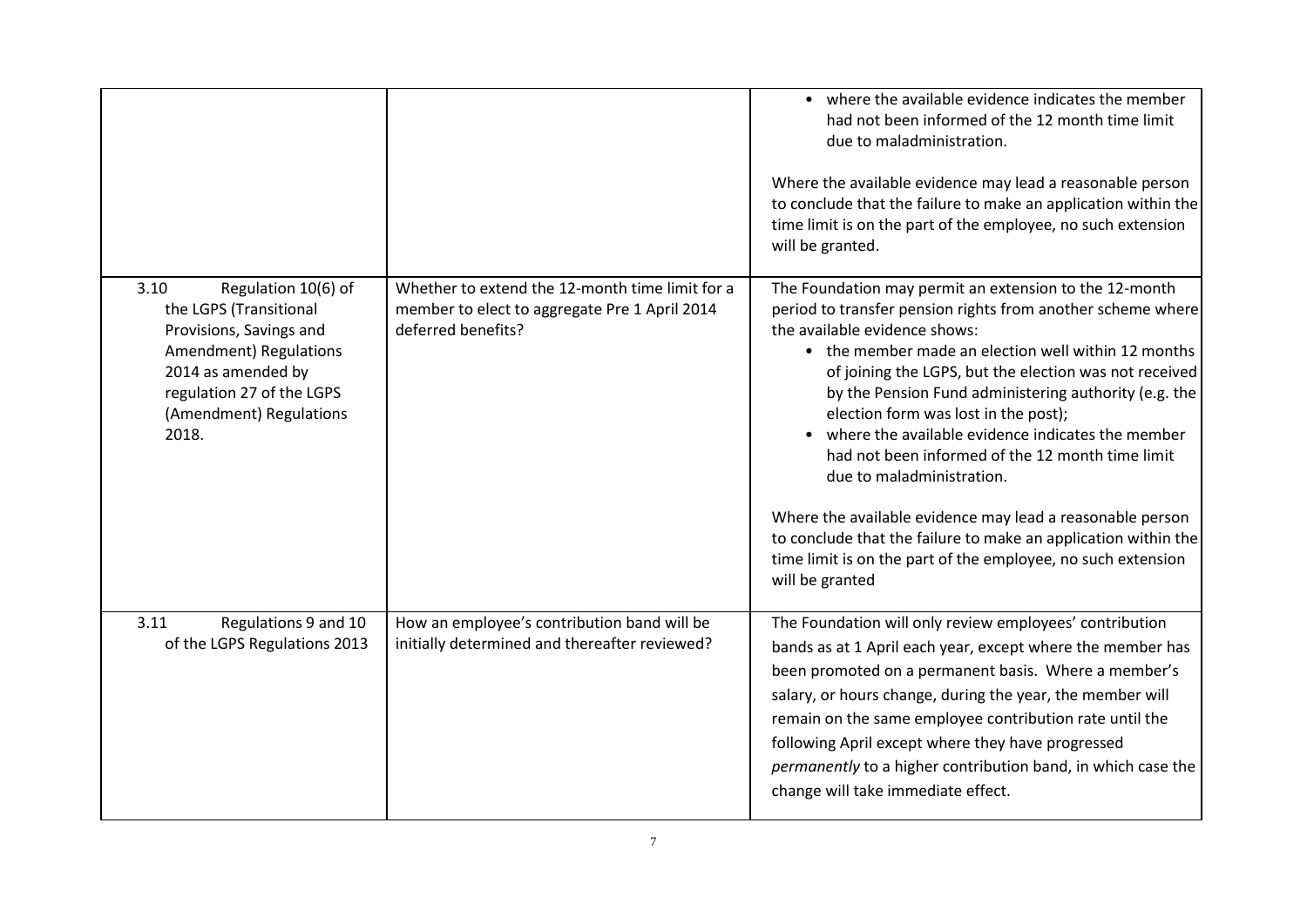| | | |
|---|---|---|
| | | • where the available evidence indicates the member had not been informed of the 12 month time limit due to maladministration.<br><br>Where the available evidence may lead a reasonable person to conclude that the failure to make an application within the time limit is on the part of the employee, no such extension will be granted. |
| 3.10 Regulation 10(6) of the LGPS (Transitional Provisions, Savings and Amendment) Regulations 2014 as amended by regulation 27 of the LGPS (Amendment) Regulations 2018. | Whether to extend the 12-month time limit for a member to elect to aggregate Pre 1 April 2014 deferred benefits? | The Foundation may permit an extension to the 12-month period to transfer pension rights from another scheme where the available evidence shows:<br>• the member made an election well within 12 months of joining the LGPS, but the election was not received by the Pension Fund administering authority (e.g. the election form was lost in the post);<br>• where the available evidence indicates the member had not been informed of the 12 month time limit due to maladministration.<br><br>Where the available evidence may lead a reasonable person to conclude that the failure to make an application within the time limit is on the part of the employee, no such extension will be granted |
| 3.11 Regulations 9 and 10 of the LGPS Regulations 2013 | How an employee's contribution band will be initially determined and thereafter reviewed? | The Foundation will only review employees' contribution bands as at 1 April each year, except where the member has been promoted on a permanent basis. Where a member's salary, or hours change, during the year, the member will remain on the same employee contribution rate until the following April except where they have progressed *permanently* to a higher contribution band, in which case the change will take immediate effect. |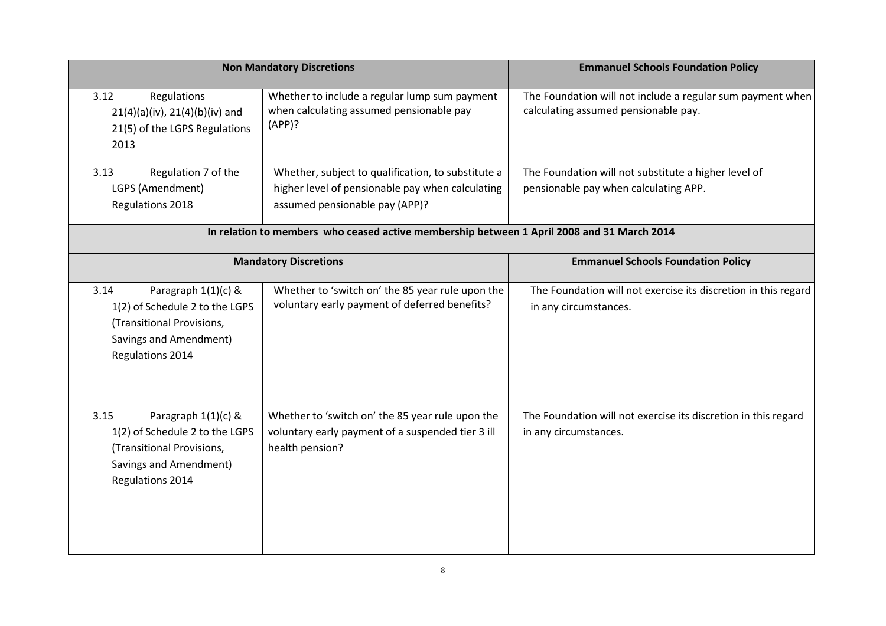| Non Mandatory Discretions | | Emmanuel Schools Foundation Policy |
|---|---|---|
| 3.12 Regulations 21(4)(a)(iv), 21(4)(b)(iv) and 21(5) of the LGPS Regulations 2013 | Whether to include a regular lump sum payment when calculating assumed pensionable pay (APP)? | The Foundation will not include a regular sum payment when calculating assumed pensionable pay. |
| 3.13 Regulation 7 of the LGPS (Amendment) Regulations 2018 | Whether, subject to qualification, to substitute a higher level of pensionable pay when calculating assumed pensionable pay (APP)? | The Foundation will not substitute a higher level of pensionable pay when calculating APP. |
| **In relation to members who ceased active membership between 1 April 2008 and 31 March 2014** | | |
| **Mandatory Discretions** | | **Emmanuel Schools Foundation Policy** |
| 3.14 Paragraph 1(1)(c) & 1(2) of Schedule 2 to the LGPS (Transitional Provisions, Savings and Amendment) Regulations 2014 | Whether to 'switch on' the 85 year rule upon the voluntary early payment of deferred benefits? | The Foundation will not exercise its discretion in this regard in any circumstances. |
| 3.15 Paragraph 1(1)(c) & 1(2) of Schedule 2 to the LGPS (Transitional Provisions, Savings and Amendment) Regulations 2014 | Whether to 'switch on' the 85 year rule upon the voluntary early payment of a suspended tier 3 ill health pension? | The Foundation will not exercise its discretion in this regard in any circumstances. |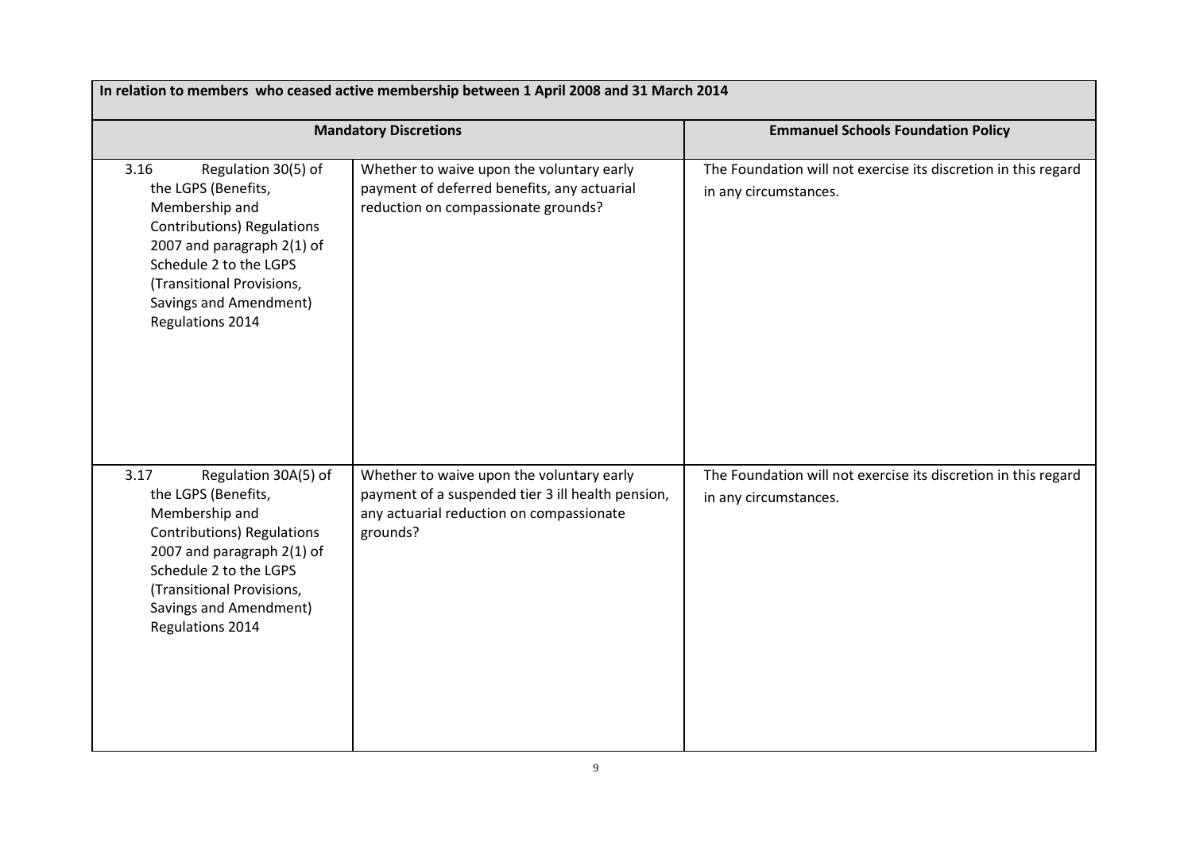| In relation to members who ceased active membership between 1 April 2008 and 31 March 2014 | | |
|---|---|---|
| **Mandatory Discretions** | | **Emmanuel Schools Foundation Policy** |
| 3.16 Regulation 30(5) of the LGPS (Benefits, Membership and Contributions) Regulations 2007 and paragraph 2(1) of Schedule 2 to the LGPS (Transitional Provisions, Savings and Amendment) Regulations 2014 | Whether to waive upon the voluntary early payment of deferred benefits, any actuarial reduction on compassionate grounds? | The Foundation will not exercise its discretion in this regard in any circumstances. |
| 3.17 Regulation 30A(5) of the LGPS (Benefits, Membership and Contributions) Regulations 2007 and paragraph 2(1) of Schedule 2 to the LGPS (Transitional Provisions, Savings and Amendment) Regulations 2014 | Whether to waive upon the voluntary early payment of a suspended tier 3 ill health pension, any actuarial reduction on compassionate grounds? | The Foundation will not exercise its discretion in this regard in any circumstances. |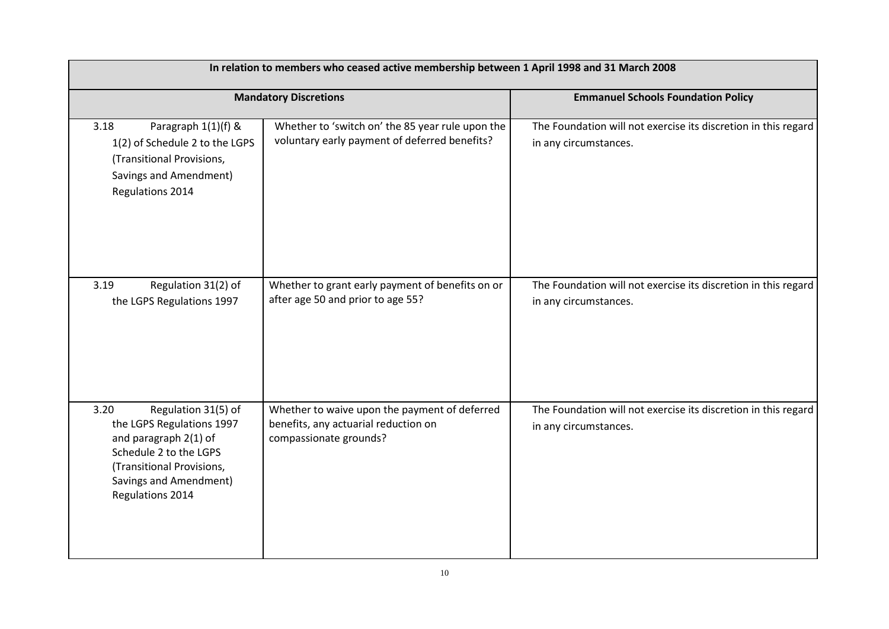| In relation to members who ceased active membership between 1 April 1998 and 31 March 2008 | | |
|---|---|---|
| **Mandatory Discretions** | | **Emmanuel Schools Foundation Policy** |
| 3.18 Paragraph 1(1)(f) & 1(2) of Schedule 2 to the LGPS (Transitional Provisions, Savings and Amendment) Regulations 2014 | Whether to 'switch on' the 85 year rule upon the voluntary early payment of deferred benefits? | The Foundation will not exercise its discretion in this regard in any circumstances. |
| 3.19 Regulation 31(2) of the LGPS Regulations 1997 | Whether to grant early payment of benefits on or after age 50 and prior to age 55? | The Foundation will not exercise its discretion in this regard in any circumstances. |
| 3.20 Regulation 31(5) of the LGPS Regulations 1997 and paragraph 2(1) of Schedule 2 to the LGPS (Transitional Provisions, Savings and Amendment) Regulations 2014 | Whether to waive upon the payment of deferred benefits, any actuarial reduction on compassionate grounds? | The Foundation will not exercise its discretion in this regard in any circumstances. |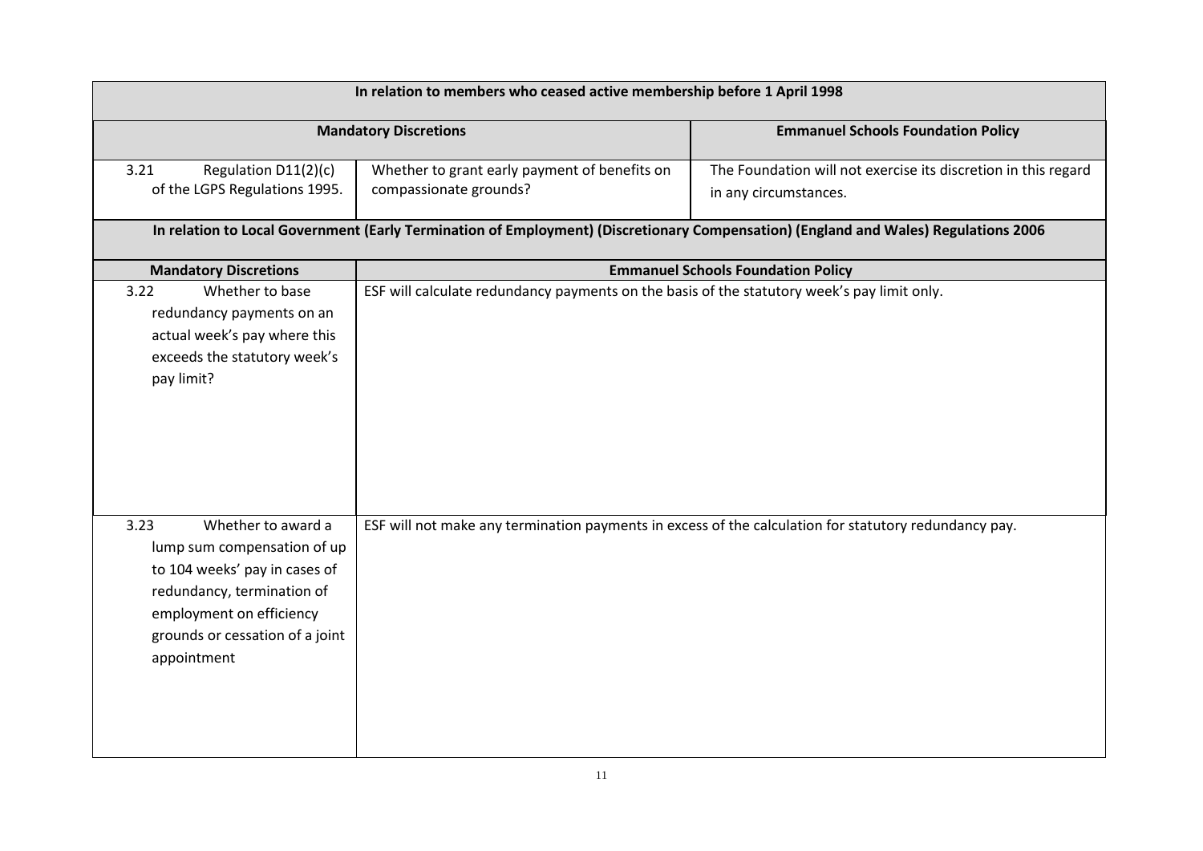| In relation to members who ceased active membership before 1 April 1998 | | |
|---|---|---|
| **Mandatory Discretions** | | **Emmanuel Schools Foundation Policy** |
| 3.21 Regulation D11(2)(c) of the LGPS Regulations 1995. | Whether to grant early payment of benefits on compassionate grounds? | The Foundation will not exercise its discretion in this regard in any circumstances. |

| In relation to Local Government (Early Termination of Employment) (Discretionary Compensation) (England and Wales) Regulations 2006 | |
|---|---|
| **Mandatory Discretions** | **Emmanuel Schools Foundation Policy** |
| 3.22 Whether to base redundancy payments on an actual week's pay where this exceeds the statutory week's pay limit? | ESF will calculate redundancy payments on the basis of the statutory week's pay limit only. |
| 3.23 Whether to award a lump sum compensation of up to 104 weeks' pay in cases of redundancy, termination of employment on efficiency grounds or cessation of a joint appointment | ESF will not make any termination payments in excess of the calculation for statutory redundancy pay. |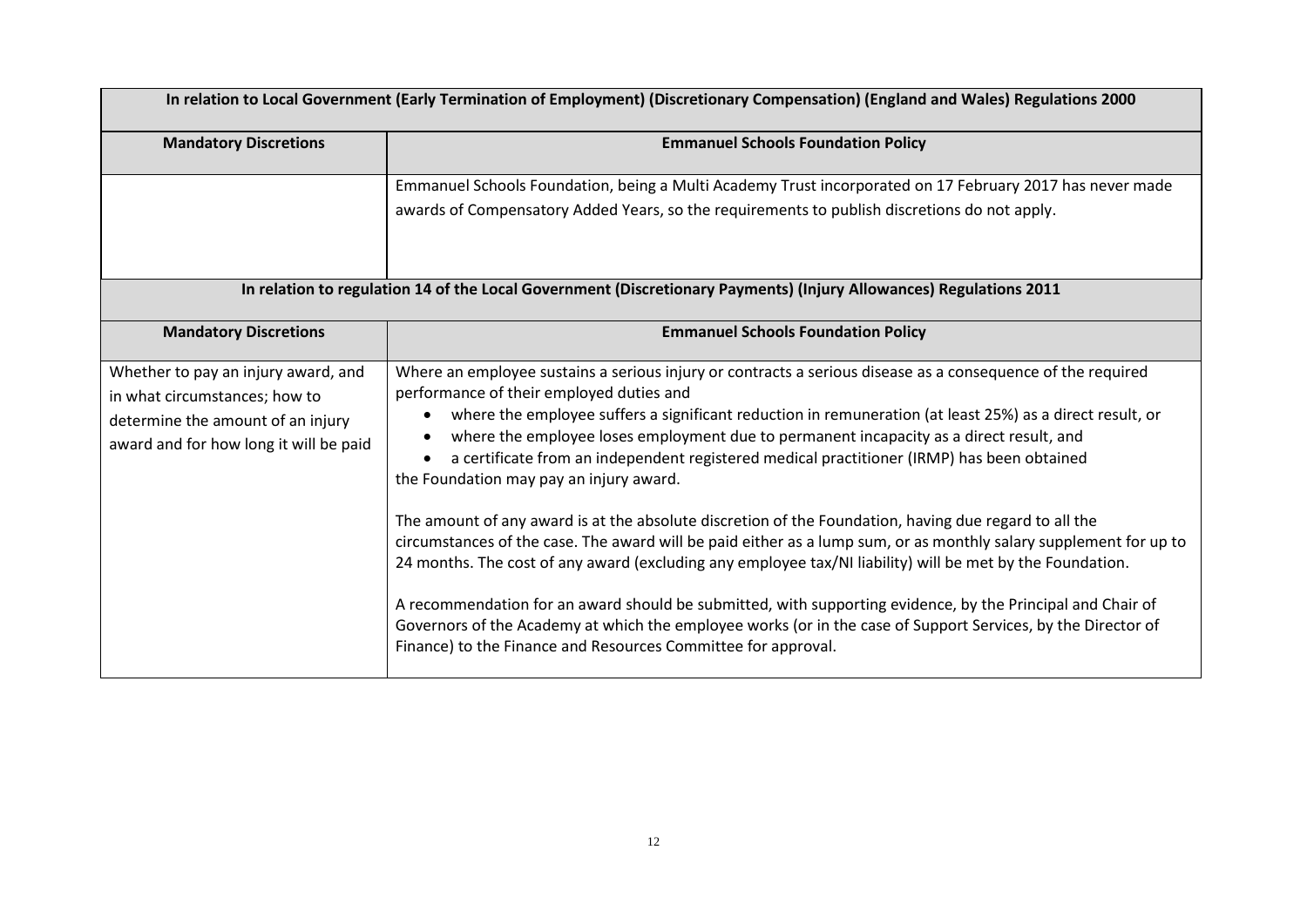| In relation to Local Government (Early Termination of Employment) (Discretionary Compensation) (England and Wales) Regulations 2000 | |
|---|---|
| **Mandatory Discretions** | **Emmanuel Schools Foundation Policy** |
| | Emmanuel Schools Foundation, being a Multi Academy Trust incorporated on 17 February 2017 has never made awards of Compensatory Added Years, so the requirements to publish discretions do not apply. |

| In relation to regulation 14 of the Local Government (Discretionary Payments) (Injury Allowances) Regulations 2011 | |
|---|---|
| **Mandatory Discretions** | **Emmanuel Schools Foundation Policy** |
| Whether to pay an injury award, and in what circumstances; how to determine the amount of an injury award and for how long it will be paid | Where an employee sustains a serious injury or contracts a serious disease as a consequence of the required performance of their employed duties and <br>• where the employee suffers a significant reduction in remuneration (at least 25%) as a direct result, or <br>• where the employee loses employment due to permanent incapacity as a direct result, and <br>• a certificate from an independent registered medical practitioner (IRMP) has been obtained <br>the Foundation may pay an injury award. <br><br>The amount of any award is at the absolute discretion of the Foundation, having due regard to all the circumstances of the case. The award will be paid either as a lump sum, or as monthly salary supplement for up to 24 months. The cost of any award (excluding any employee tax/NI liability) will be met by the Foundation. <br><br>A recommendation for an award should be submitted, with supporting evidence, by the Principal and Chair of Governors of the Academy at which the employee works (or in the case of Support Services, by the Director of Finance) to the Finance and Resources Committee for approval. |